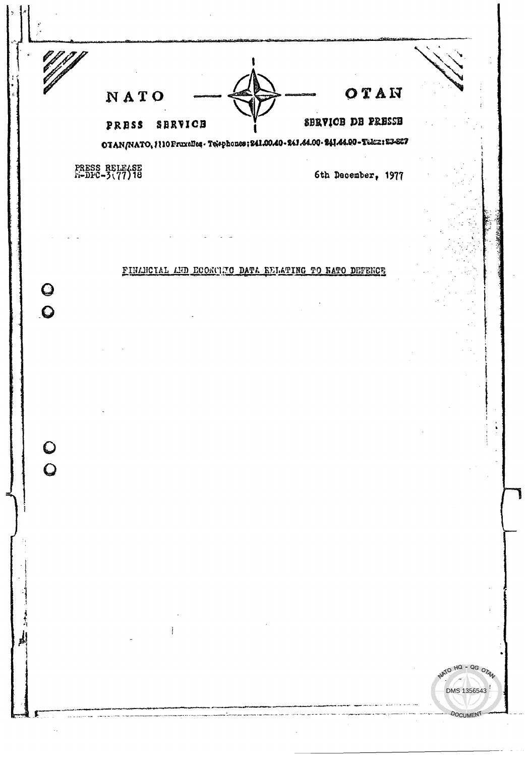NATO — OTAN

PRESS SERVICE — SERVICE DE PRESSE

OTAN/NATO, 1110 Bruxelles - Telephones: 241.00.40 - 241.44.00 - 241.44.90 - Telex: 23-867

PRESS RELEASE
M-DPC-3(77)18

6th December, 1977

# FINANCIAL AND ECONOMIC DATA RELATING TO NATO DEFENCE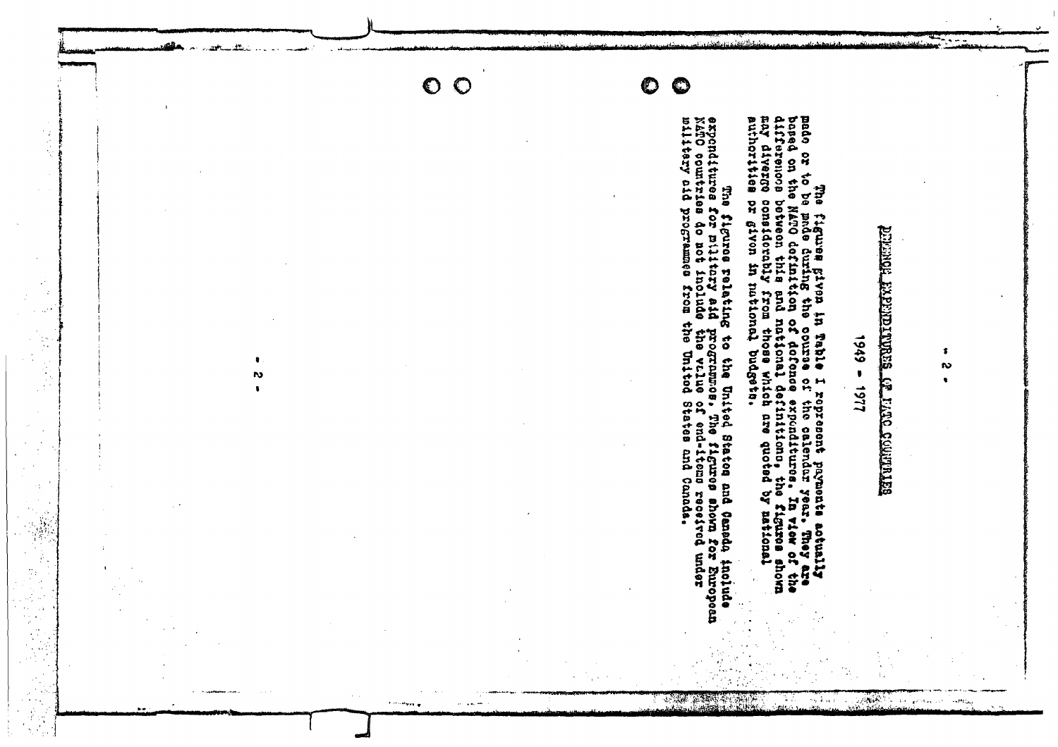## DEFENCE EXPENDITURES OF NATO COUNTRIES

### 1949 - 1977

The figures given in Table I represent payments actually made or to be made during the course of the calendar year. They are based on the NATO definition of defence expenditures. In view of the difference between this and national definitions, the figures shown may diverge considerably from those which are quoted by national authorities or given in national budgets.

The figures relating to the United States and Canada include expenditures for military aid programmes. The figures shown for European NATO countries do not include the value of end-items received under military aid programmes from the United States and Canada.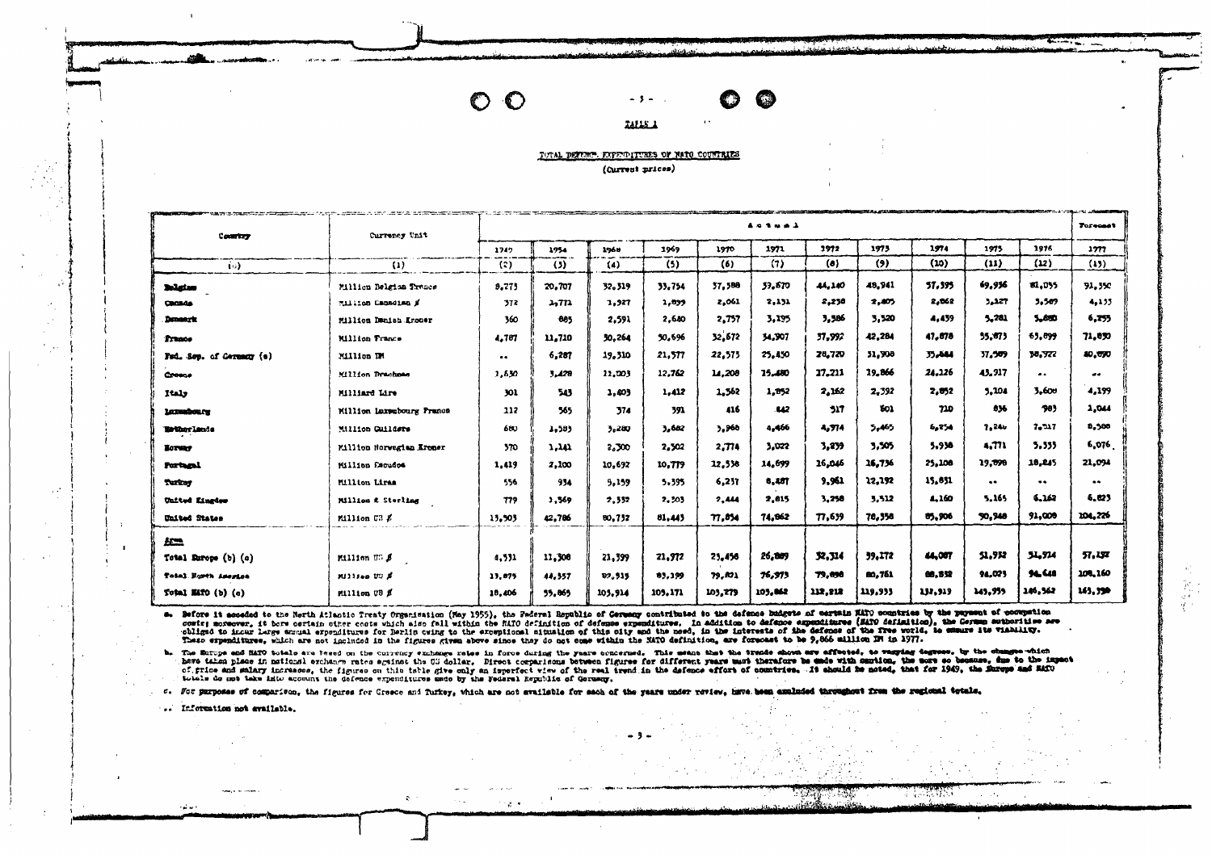TABLE 1

TOTAL DEFENCE EXPENDITURES OF NATO COUNTRIES

(Current prices)

| Country | Currency Unit | Actual | | | | | | | | | | | Forecast |
|---|---|---|---|---|---|---|---|---|---|---|---|---|---|
| | | 1949 | 1954 | 1968 | 1969 | 1970 | 1971 | 1972 | 1973 | 1974 | 1975 | 1976 | 1977 |
| (0) | (1) | (2) | (3) | (4) | (5) | (6) | (7) | (8) | (9) | (10) | (11) | (12) | (13) |
| **Belgium** | Million Belgian Francs | 8,273 | 20,707 | 32,319 | 33,754 | 37,588 | 39,670 | 44,140 | 48,941 | 57,395 | 69,936 | 81,055 | 91,350 |
| **Canada** | Million Canadian $ | 372 | 1,771 | 1,927 | 1,899 | 2,061 | 2,131 | 2,238 | 2,405 | 2,862 | 3,127 | 3,589 | 4,133 |
| **Denmark** | Million Danish Kroner | 360 | 885 | 2,591 | 2,640 | 2,757 | 3,195 | 3,386 | 3,520 | 4,439 | 5,281 | 5,680 | 6,255 |
| **France** | Million Francs | 4,787 | 11,710 | 30,264 | 30,696 | 32,672 | 34,907 | 37,992 | 42,284 | 47,878 | 55,873 | 63,899 | 71,830 |
| **Fed. Rep. of Germany (a)** | Million DM | .. | 6,287 | 19,310 | 21,577 | 22,573 | 25,450 | 28,720 | 31,908 | 35,644 | 37,589 | 38,922 | 40,090 |
| **Greece** | Million Drachmae | 1,630 | 3,428 | 11,003 | 12,762 | 14,208 | 15,480 | 17,211 | 19,866 | 24,126 | 43,917 | .. | .. |
| **Italy** | Milliard Lire | 301 | 543 | 1,403 | 1,412 | 1,562 | 1,852 | 2,162 | 2,392 | 2,852 | 3,104 | 3,608 | 4,199 |
| **Luxembourg** | Million Luxembourg Francs | 112 | 565 | 374 | 391 | 416 | 442 | 517 | 601 | 710 | 836 | 983 | 1,044 |
| **Netherlands** | Million Guilders | 680 | 1,583 | 3,280 | 3,682 | 3,968 | 4,466 | 4,974 | 5,465 | 6,254 | 7,246 | 7,717 | 8,500 |
| **Norway** | Million Norwegian Kroner | 370 | 1,141 | 2,300 | 2,502 | 2,774 | 3,022 | 3,239 | 3,505 | 3,938 | 4,771 | 5,333 | 6,076 |
| **Portugal** | Million Escudos | 1,419 | 2,100 | 10,692 | 10,779 | 12,538 | 14,699 | 16,046 | 16,736 | 25,108 | 19,898 | 18,245 | 21,094 |
| **Turkey** | Million Liras | 556 | 934 | 5,159 | 5,395 | 6,237 | 8,487 | 9,961 | 12,192 | 15,831 | .. | .. | .. |
| **United Kingdom** | Million £ Sterling | 779 | 1,569 | 2,332 | 2,303 | 2,444 | 2,815 | 3,258 | 3,512 | 4,160 | 5,165 | 6,162 | 6,823 |
| **United States** | Million US $ | 13,503 | 42,786 | 80,732 | 81,443 | 77,854 | 74,862 | 77,639 | 78,358 | 85,906 | 90,948 | 91,009 | 104,226 |
| **Area** | | | | | | | | | | | | | |
| **Total Europe (b) (c)** | Million US $ | 4,531 | 11,308 | 21,399 | 21,972 | 23,456 | 26,889 | 32,314 | 39,172 | 44,087 | 51,932 | 51,914 | 57,132 |
| **Total North America** | Million US $ | 13,875 | 44,557 | 82,515 | 83,399 | 79,821 | 76,973 | 79,898 | 80,761 | 88,852 | 94,023 | 94,648 | 108,160 |
| **Total NATO (b) (c)** | Million US $ | 18,406 | 55,865 | 103,914 | 105,171 | 103,279 | 103,862 | 112,212 | 119,933 | 132,919 | 145,955 | 146,562 | 165,330 |

a. Before it acceded to the North Atlantic Treaty Organisation (May 1955), the Federal Republic of Germany contributed to the defence budgets of certain NATO countries by the payment of occupation costs; moreover, it bore certain other costs which also fall within the NATO definition of defence expenditures. In addition to defence expenditures (NATO definition), the German authorities are obliged to incur large annual expenditures for Berlin owing to the exceptional situation of this city and the need, in the interests of the defence of the free world, to ensure its viability. These expenditures, which are not included in the figures given above since they do not come within the NATO definition, are forecast to be 9,866 million DM in 1977.

b. The Europe and NATO totals are based on the currency exchange rates in force during the years concerned. This means that the trends shown are affected, to varying degrees, by the changes which have taken place in national exchange rates against the US dollar. Direct comparisons between figures for different years must therefore be made with caution, the more so because, due to the impact of price and salary increases, the figures on this table give only an imperfect view of the real trend in the defence effort of countries. It should be noted, that for 1949, the Europe and NATO totals do not take into account the defence expenditures made by the Federal Republic of Germany.

c. For purposes of comparison, the figures for Greece and Turkey, which are not available for each of the years under review, have been excluded throughout from the regional totals.

.. Information not available.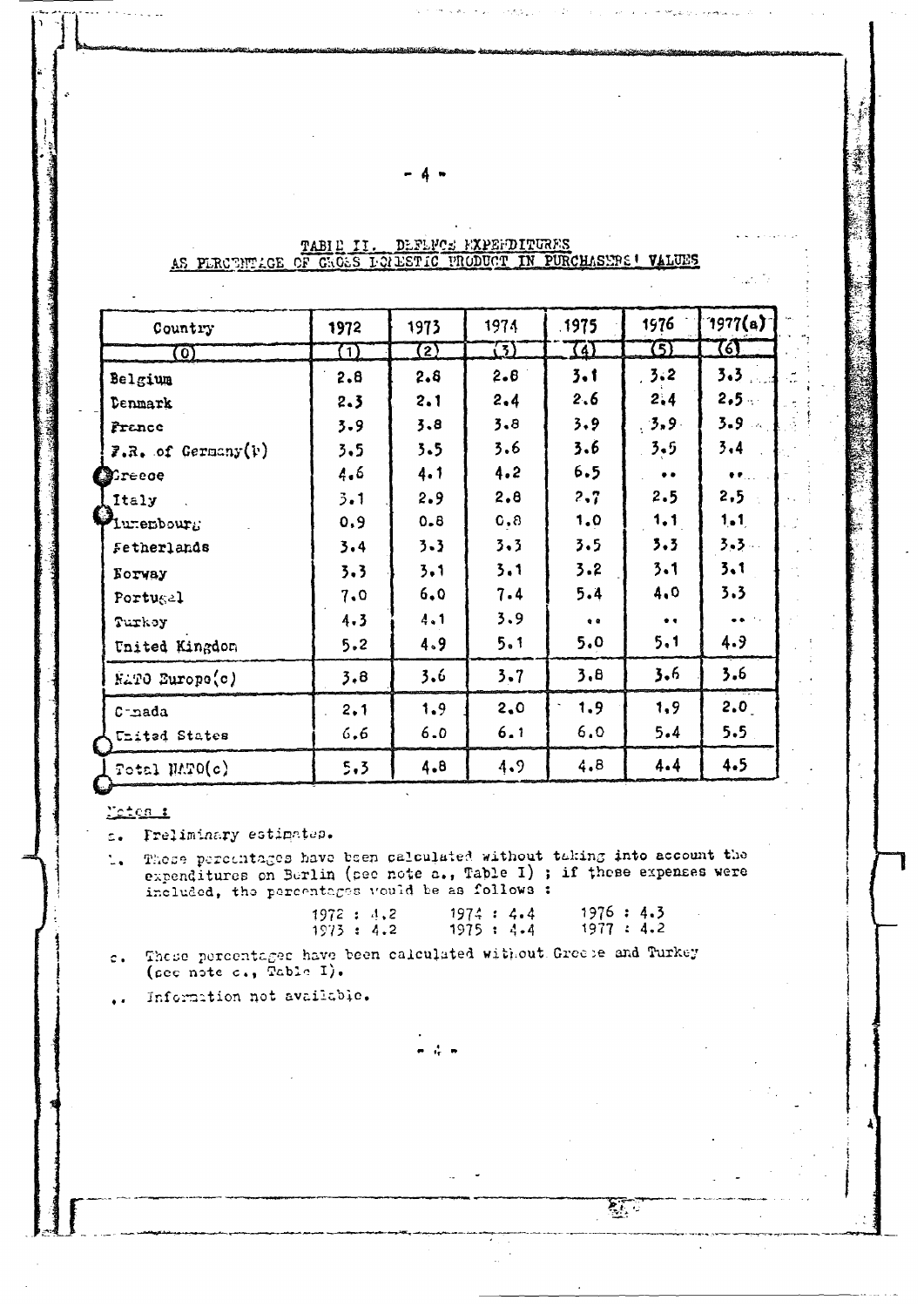## TABLE II. DEFENCE EXPENDITURES AS PERCENTAGE OF GROSS DOMESTIC PRODUCT IN PURCHASERS' VALUES

| Country | 1972 | 1973 | 1974 | 1975 | 1976 | 1977(a) |
|---|---|---|---|---|---|---|
| (0) | (1) | (2) | (3) | (4) | (5) | (6) |
| Belgium | 2.8 | 2.8 | 2.8 | 3.1 | 3.2 | 3.3 |
| Denmark | 2.3 | 2.1 | 2.4 | 2.6 | 2.4 | 2.5 |
| France | 3.9 | 3.8 | 3.8 | 3.9 | 3.9 | 3.9 |
| F.R. of Germany(b) | 3.5 | 3.5 | 3.6 | 3.6 | 3.5 | 3.4 |
| Greece | 4.6 | 4.1 | 4.2 | 6.5 | .. | .. |
| Italy | 3.1 | 2.9 | 2.8 | 2.7 | 2.5 | 2.5 |
| Luxembourg | 0.9 | 0.8 | 0.8 | 1.0 | 1.1 | 1.1 |
| Netherlands | 3.4 | 3.3 | 3.3 | 3.5 | 3.3 | 3.3 |
| Norway | 3.3 | 3.1 | 3.1 | 3.2 | 3.1 | 3.1 |
| Portugal | 7.0 | 6.0 | 7.4 | 5.4 | 4.0 | 3.3 |
| Turkey | 4.3 | 4.1 | 3.9 | .. | .. | .. |
| United Kingdom | 5.2 | 4.9 | 5.1 | 5.0 | 5.1 | 4.9 |
| NATO Europe(c) | 3.8 | 3.6 | 3.7 | 3.8 | 3.6 | 3.6 |
| Canada | 2.1 | 1.9 | 2.0 | 1.9 | 1.9 | 2.0 |
| United States | 6.6 | 6.0 | 6.1 | 6.0 | 5.4 | 5.5 |
| Total NATO(c) | 5.3 | 4.8 | 4.9 | 4.8 | 4.4 | 4.5 |

Notes :

a. Preliminary estimates.

b. These percentages have been calculated without taking into account the expenditures on Berlin (see note a., Table I) ; if these expenses were included, the percentages would be as follows :

| | | |
|---|---|---|
| 1972 : 4.2 | 1974 : 4.4 | 1976 : 4.3 |
| 1973 : 4.2 | 1975 : 4.4 | 1977 : 4.2 |

c. These percentages have been calculated without Greece and Turkey (see note c., Table I).

.. Information not available.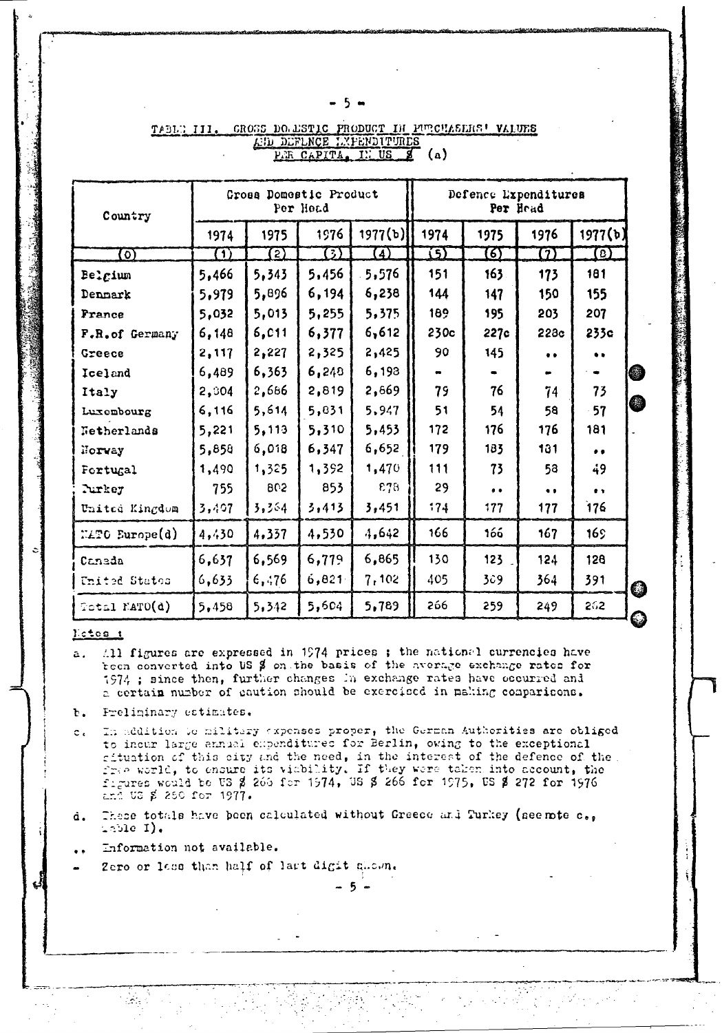## TABLE III. GROSS DOMESTIC PRODUCT IN PURCHASERS' VALUES AND DEFENCE EXPENDITURES PER CAPITA, IN US $ (a)

| Country | Gross Domestic Product Per Head | | | | Defence Expenditures Per Head | | | |
|---|---|---|---|---|---|---|---|---|
| | 1974 | 1975 | 1976 | 1977(b) | 1974 | 1975 | 1976 | 1977(b) |
| (0) | (1) | (2) | (3) | (4) | (5) | (6) | (7) | (8) |
| Belgium | 5,466 | 5,343 | 5,456 | 5,576 | 151 | 163 | 173 | 181 |
| Denmark | 5,979 | 5,896 | 6,194 | 6,238 | 144 | 147 | 150 | 155 |
| France | 5,032 | 5,013 | 5,255 | 5,375 | 189 | 195 | 203 | 207 |
| F.R.of Germany | 6,148 | 6,011 | 6,377 | 6,612 | 230c | 227c | 228c | 233c |
| Greece | 2,117 | 2,227 | 2,325 | 2,425 | 90 | 145 | .. | .. |
| Iceland | 6,489 | 6,363 | 6,248 | 6,198 | - | - | - | - |
| Italy | 2,804 | 2,686 | 2,819 | 2,869 | 79 | 76 | 74 | 73 |
| Luxembourg | 6,116 | 5,614 | 5,831 | 5,947 | 51 | 54 | 58 | 57 |
| Netherlands | 5,221 | 5,113 | 5,310 | 5,453 | 172 | 176 | 176 | 181 |
| Norway | 5,858 | 6,018 | 6,347 | 6,652 | 179 | 183 | 181 | .. |
| Portugal | 1,490 | 1,325 | 1,392 | 1,470 | 111 | 73 | 58 | 49 |
| Turkey | 755 | 802 | 853 | 878 | 29 | .. | .. | .. |
| United Kingdom | 3,497 | 3,364 | 3,413 | 3,451 | 174 | 177 | 177 | 176 |
| NATO Europe(d) | 4,430 | 4,337 | 4,530 | 4,642 | 166 | 166 | 167 | 169 |
| Canada | 6,637 | 6,569 | 6,779 | 6,865 | 130 | 123 | 124 | 128 |
| United States | 6,633 | 6,476 | 6,821 | 7,102 | 405 | 369 | 364 | 391 |
| Total NATO(d) | 5,458 | 5,342 | 5,604 | 5,789 | 266 | 259 | 249 | 262 |

Notes :

a. All figures are expressed in 1974 prices ; the national currencies have been converted into US $ on the basis of the average exchange rates for 1974 ; since then, further changes in exchange rates have occurred and a certain number of caution should be exercised in making comparisons.

b. Preliminary estimates.

c. In addition to military expenses proper, the German Authorities are obliged to incur large annual expenditures for Berlin, owing to the exceptional situation of this city and the need, in the interest of the defence of the free world, to ensure its viability. If they were taken into account, the figures would be US $ 268 for 1974, US $ 266 for 1975, US $ 272 for 1976 and US $ 280 for 1977.

d. These totals have been calculated without Greece and Turkey (see note c., Table I).

.. Information not available.

\- Zero or less than half of last digit shown.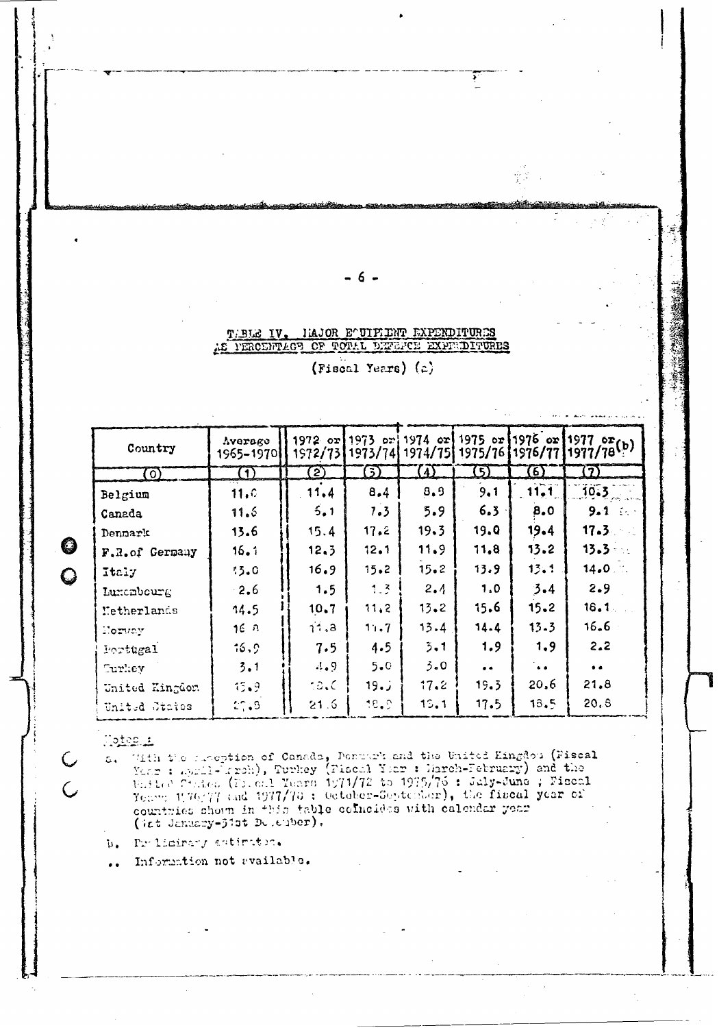## TABLE IV. MAJOR EQUIPMENT EXPENDITURES AS PERCENTAGE OF TOTAL DEFENCE EXPENDITURES

(Fiscal Years) (a)

| Country | Average 1965-1970 | 1972 or 1972/73 | 1973 or 1973/74 | 1974 or 1974/75 | 1975 or 1975/76 | 1976 or 1976/77 | 1977 or 1977/78(b) |
|---|---|---|---|---|---|---|---|
| (0) | (1) | (2) | (3) | (4) | (5) | (6) | (7) |
| Belgium | 11.0 | 11.4 | 8.4 | 8.9 | 9.1 | 11.1 | 10.3 |
| Canada | 11.6 | 5.1 | 7.3 | 5.9 | 6.3 | 8.0 | 9.1 |
| Denmark | 13.6 | 15.4 | 17.2 | 19.3 | 19.0 | 19.4 | 17.3 |
| F.R. of Germany | 16.1 | 12.3 | 12.1 | 11.9 | 11.8 | 13.2 | 13.3 |
| Italy | 13.0 | 16.9 | 15.2 | 15.2 | 13.9 | 13.1 | 14.0 |
| Luxembourg | 2.6 | 1.5 | 1.3 | 2.4 | 1.0 | 3.4 | 2.9 |
| Netherlands | 14.5 | 10.7 | 11.2 | 13.2 | 15.6 | 15.2 | 16.1 |
| Norway | 16.8 | 11.8 | 11.7 | 13.4 | 14.4 | 13.3 | 16.6 |
| Portugal | 16.9 | 7.5 | 4.5 | 3.1 | 1.9 | 1.9 | 2.2 |
| Turkey | 3.1 | 4.9 | 5.0 | 5.0 | .. | .. | .. |
| United Kingdom | 15.9 | 18.0 | 19.0 | 17.2 | 19.3 | 20.6 | 21.8 |
| United States | 27.8 | 21.6 | 18.9 | 19.1 | 17.5 | 18.5 | 20.8 |

Notes :

a. With the exception of Canada, Denmark and the United Kingdom (Fiscal Year : April-March), Turkey (Fiscal Year : March-February) and the United States (Fiscal Years 1971/72 to 1975/76 : July-June ; Fiscal Years 1976/77 and 1977/78 : October-September), the fiscal year of countries shown in this table coincides with calendar year (1st January-31st December).

b. Preliminary estimates.

.. Information not available.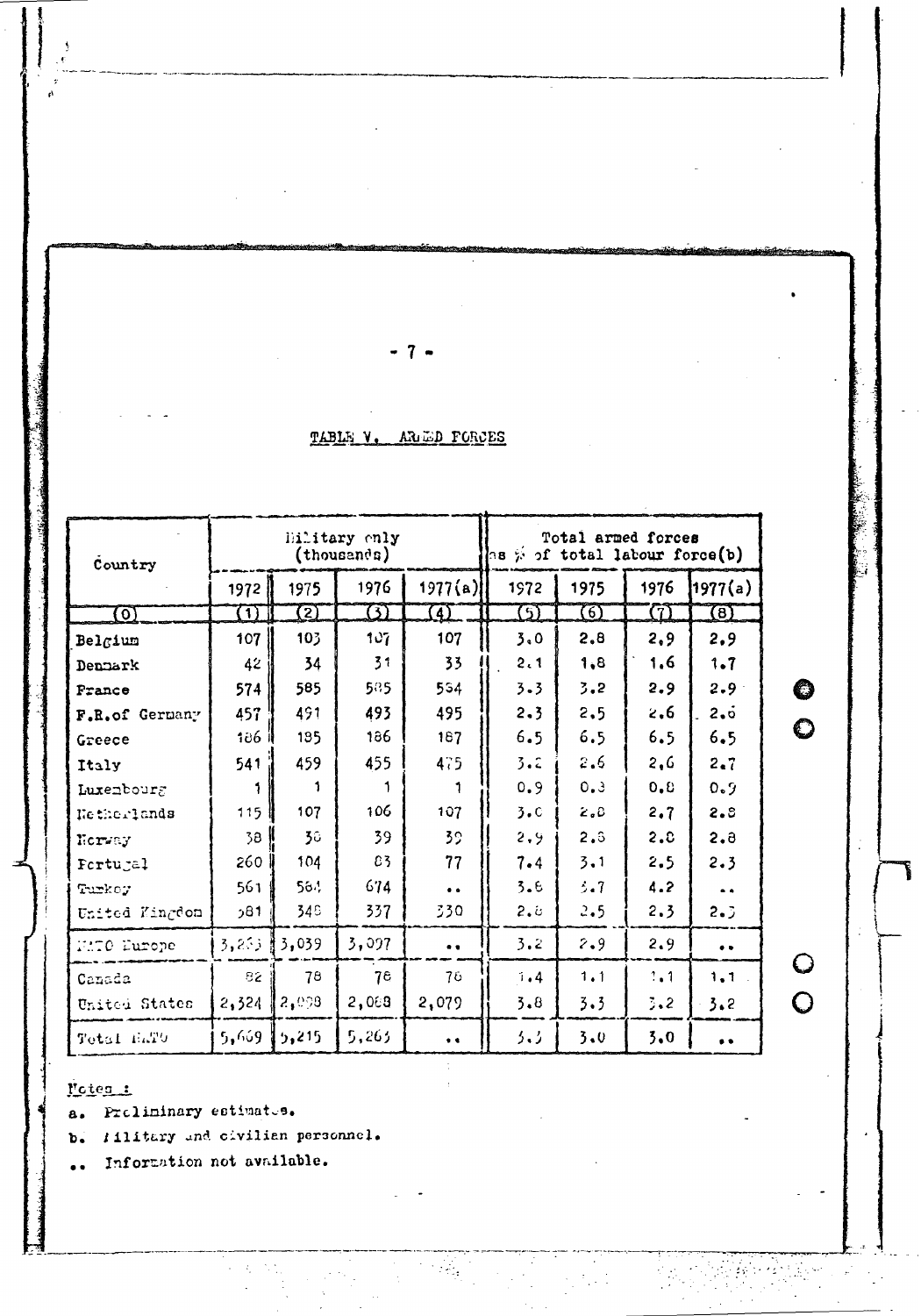# TABLE V. ARMED FORCES

| Country | Military only (thousands) | | | | Total armed forces as % of total labour force(b) | | | |
|---|---|---|---|---|---|---|---|---|
| | 1972 | 1975 | 1976 | 1977(a) | 1972 | 1975 | 1976 | 1977(a) |
| (0) | (1) | (2) | (3) | (4) | (5) | (6) | (7) | (8) |
| Belgium | 107 | 103 | 107 | 107 | 3.0 | 2.8 | 2.9 | 2.9 |
| Denmark | 42 | 34 | 31 | 33 | 2.1 | 1.8 | 1.6 | 1.7 |
| France | 574 | 585 | 585 | 584 | 3.3 | 3.2 | 2.9 | 2.9 |
| F.R.of Germany | 457 | 491 | 493 | 495 | 2.3 | 2.5 | 2.6 | 2.6 |
| Greece | 186 | 185 | 186 | 187 | 6.5 | 6.5 | 6.5 | 6.5 |
| Italy | 541 | 459 | 455 | 475 | 3.2 | 2.6 | 2.6 | 2.7 |
| Luxembourg | 1 | 1 | 1 | 1 | 0.9 | 0.8 | 0.8 | 0.9 |
| Netherlands | 115 | 107 | 106 | 107 | 3.0 | 2.8 | 2.7 | 2.8 |
| Norway | 38 | 38 | 39 | 39 | 2.9 | 2.8 | 2.8 | 2.8 |
| Portugal | 260 | 104 | 83 | 77 | 7.4 | 3.1 | 2.5 | 2.3 |
| Turkey | 561 | 584 | 674 | .. | 3.6 | 3.7 | 4.2 | .. |
| United Kingdom | 381 | 348 | 337 | 330 | 2.8 | 2.5 | 2.3 | 2.3 |
| NATO Europe | 3,263 | 3,039 | 3,097 | .. | 3.2 | 2.9 | 2.9 | .. |
| Canada | 82 | 78 | 78 | 78 | 1.4 | 1.1 | 1.1 | 1.1 |
| United States | 2,324 | 2,098 | 2,088 | 2,079 | 3.8 | 3.3 | 3.2 | 3.2 |
| Total NATO | 5,669 | 5,215 | 5,263 | .. | 3.3 | 3.0 | 3.0 | .. |

Notes :

a. Preliminary estimates.

b. Military and civilian personnel.

.. Information not available.